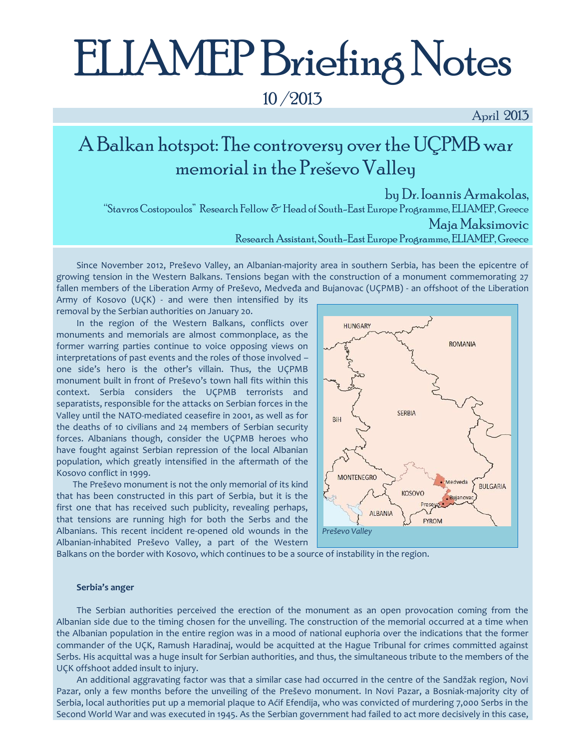# ELIAMEP Briefing Notes

10 /2013

April 2013

## A Balkan hotspot: The controversy over the UÇPMB war memorial in the Preševo Valley

by Dr. Ioannis Armakolas,
"Stavros Costopoulos" Research Fellow & Head of South-East Europe Programme, ELIAMEP, Greece

Maja Maksimovic
Research Assistant, South-East Europe Programme, ELIAMEP, Greece

Since November 2012, Preševo Valley, an Albanian-majority area in southern Serbia, has been the epicentre of growing tension in the Western Balkans. Tensions began with the construction of a monument commemorating 27 fallen members of the Liberation Army of Preševo, Medveđa and Bujanovac (UÇPMB) - an offshoot of the Liberation Army of Kosovo (UÇK) - and were then intensified by its removal by the Serbian authorities on January 20.

In the region of the Western Balkans, conflicts over monuments and memorials are almost commonplace, as the former warring parties continue to voice opposing views on interpretations of past events and the roles of those involved – one side's hero is the other's villain. Thus, the UÇPMB monument built in front of Preševo's town hall fits within this context. Serbia considers the UÇPMB terrorists and separatists, responsible for the attacks on Serbian forces in the Valley until the NATO-mediated ceasefire in 2001, as well as for the deaths of 10 civilians and 24 members of Serbian security forces. Albanians though, consider the UÇPMB heroes who have fought against Serbian repression of the local Albanian population, which greatly intensified in the aftermath of the Kosovo conflict in 1999.

The Preševo monument is not the only memorial of its kind that has been constructed in this part of Serbia, but it is the first one that has received such publicity, revealing perhaps, that tensions are running high for both the Serbs and the Albanians. This recent incident re-opened old wounds in the Albanian-inhabited Preševo Valley, a part of the Western Balkans on the border with Kosovo, which continues to be a source of instability in the region.

*Preševo Valley*

**Serbia's anger**

The Serbian authorities perceived the erection of the monument as an open provocation coming from the Albanian side due to the timing chosen for the unveiling. The construction of the memorial occurred at a time when the Albanian population in the entire region was in a mood of national euphoria over the indications that the former commander of the UÇK, Ramush Haradinaj, would be acquitted at the Hague Tribunal for crimes committed against Serbs. His acquittal was a huge insult for Serbian authorities, and thus, the simultaneous tribute to the members of the UÇK offshoot added insult to injury.

An additional aggravating factor was that a similar case had occurred in the centre of the Sandžak region, Novi Pazar, only a few months before the unveiling of the Preševo monument. In Novi Pazar, a Bosniak-majority city of Serbia, local authorities put up a memorial plaque to Aćif Efendija, who was convicted of murdering 7,000 Serbs in the Second World War and was executed in 1945. As the Serbian government had failed to act more decisively in this case,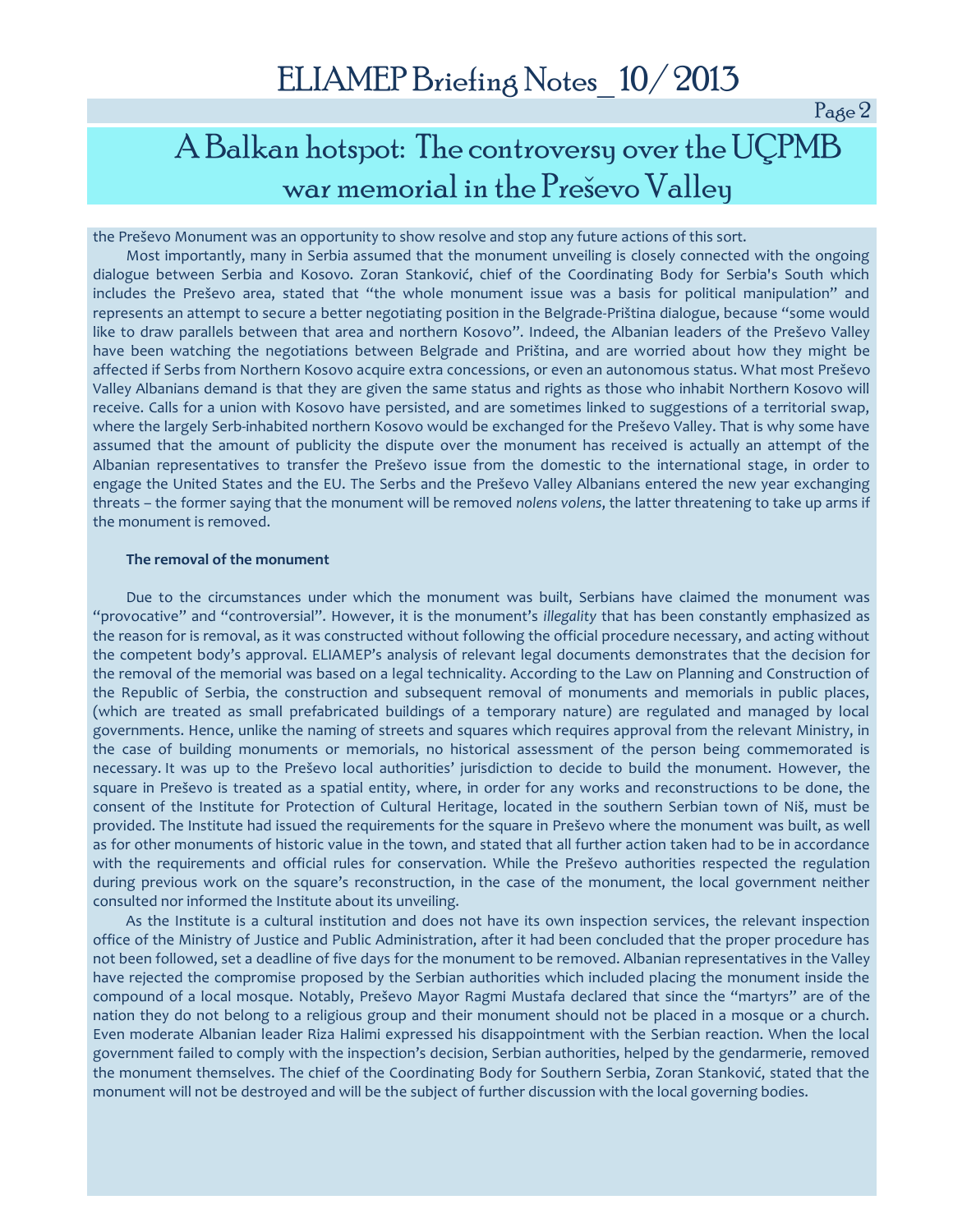the Preševo Monument was an opportunity to show resolve and stop any future actions of this sort.

Most importantly, many in Serbia assumed that the monument unveiling is closely connected with the ongoing dialogue between Serbia and Kosovo. Zoran Stanković, chief of the Coordinating Body for Serbia's South which includes the Preševo area, stated that "the whole monument issue was a basis for political manipulation" and represents an attempt to secure a better negotiating position in the Belgrade-Priština dialogue, because "some would like to draw parallels between that area and northern Kosovo". Indeed, the Albanian leaders of the Preševo Valley have been watching the negotiations between Belgrade and Priština, and are worried about how they might be affected if Serbs from Northern Kosovo acquire extra concessions, or even an autonomous status. What most Preševo Valley Albanians demand is that they are given the same status and rights as those who inhabit Northern Kosovo will receive. Calls for a union with Kosovo have persisted, and are sometimes linked to suggestions of a territorial swap, where the largely Serb-inhabited northern Kosovo would be exchanged for the Preševo Valley. That is why some have assumed that the amount of publicity the dispute over the monument has received is actually an attempt of the Albanian representatives to transfer the Preševo issue from the domestic to the international stage, in order to engage the United States and the EU. The Serbs and the Preševo Valley Albanians entered the new year exchanging threats – the former saying that the monument will be removed *nolens volens*, the latter threatening to take up arms if the monument is removed.

**The removal of the monument**

Due to the circumstances under which the monument was built, Serbians have claimed the monument was "provocative" and "controversial". However, it is the monument's *illegality* that has been constantly emphasized as the reason for is removal, as it was constructed without following the official procedure necessary, and acting without the competent body's approval. ELIAMEP's analysis of relevant legal documents demonstrates that the decision for the removal of the memorial was based on a legal technicality. According to the Law on Planning and Construction of the Republic of Serbia, the construction and subsequent removal of monuments and memorials in public places, (which are treated as small prefabricated buildings of a temporary nature) are regulated and managed by local governments. Hence, unlike the naming of streets and squares which requires approval from the relevant Ministry, in the case of building monuments or memorials, no historical assessment of the person being commemorated is necessary. It was up to the Preševo local authorities' jurisdiction to decide to build the monument. However, the square in Preševo is treated as a spatial entity, where, in order for any works and reconstructions to be done, the consent of the Institute for Protection of Cultural Heritage, located in the southern Serbian town of Niš, must be provided. The Institute had issued the requirements for the square in Preševo where the monument was built, as well as for other monuments of historic value in the town, and stated that all further action taken had to be in accordance with the requirements and official rules for conservation. While the Preševo authorities respected the regulation during previous work on the square's reconstruction, in the case of the monument, the local government neither consulted nor informed the Institute about its unveiling.

As the Institute is a cultural institution and does not have its own inspection services, the relevant inspection office of the Ministry of Justice and Public Administration, after it had been concluded that the proper procedure has not been followed, set a deadline of five days for the monument to be removed. Albanian representatives in the Valley have rejected the compromise proposed by the Serbian authorities which included placing the monument inside the compound of a local mosque. Notably, Preševo Mayor Ragmi Mustafa declared that since the "martyrs" are of the nation they do not belong to a religious group and their monument should not be placed in a mosque or a church. Even moderate Albanian leader Riza Halimi expressed his disappointment with the Serbian reaction. When the local government failed to comply with the inspection's decision, Serbian authorities, helped by the gendarmerie, removed the monument themselves. The chief of the Coordinating Body for Southern Serbia, Zoran Stanković, stated that the monument will not be destroyed and will be the subject of further discussion with the local governing bodies.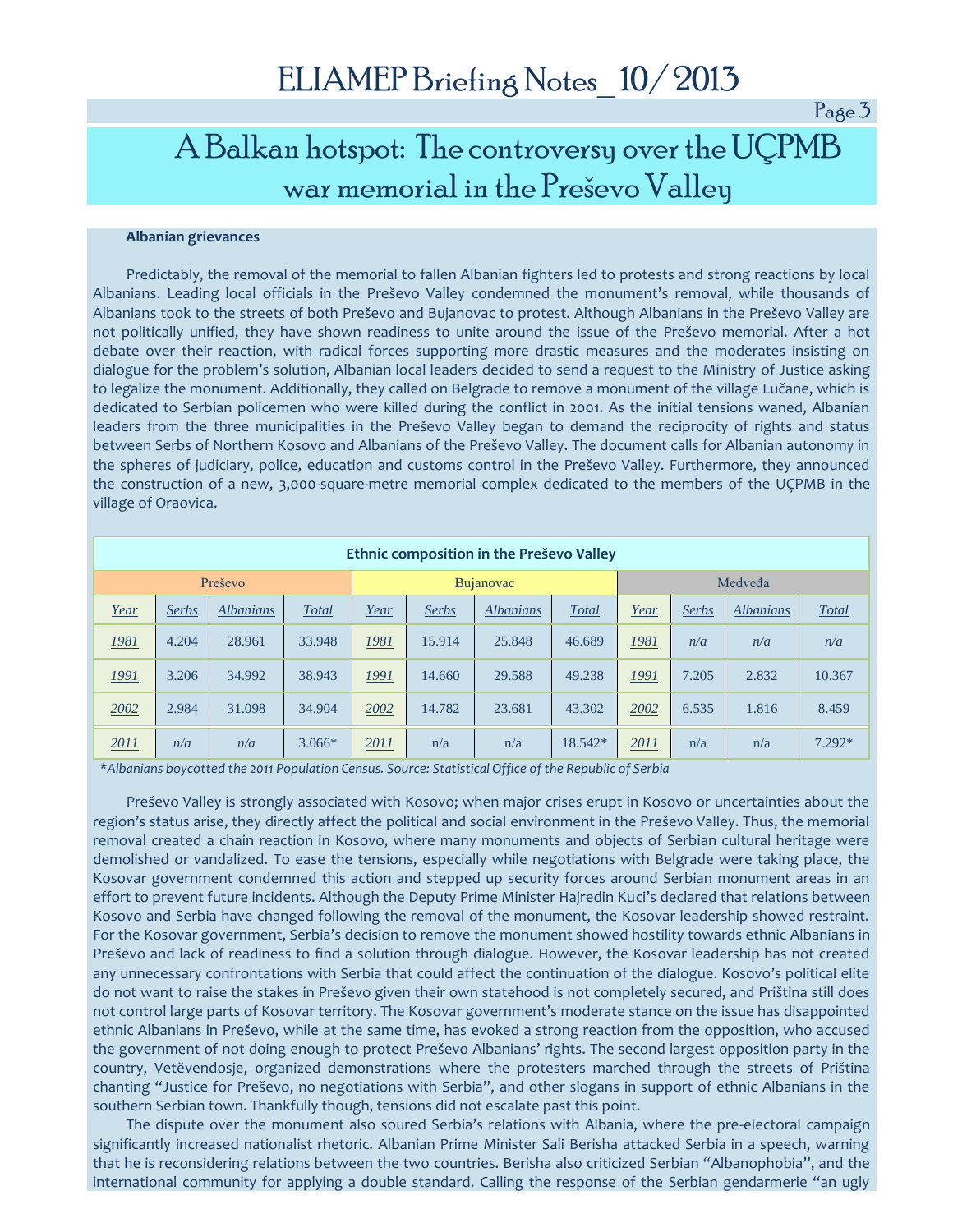# A Balkan hotspot: The controversy over the UÇPMB war memorial in the Preševo Valley

### Albanian grievances

Predictably, the removal of the memorial to fallen Albanian fighters led to protests and strong reactions by local Albanians. Leading local officials in the Preševo Valley condemned the monument's removal, while thousands of Albanians took to the streets of both Preševo and Bujanovac to protest. Although Albanians in the Preševo Valley are not politically unified, they have shown readiness to unite around the issue of the Preševo memorial. After a hot debate over their reaction, with radical forces supporting more drastic measures and the moderates insisting on dialogue for the problem's solution, Albanian local leaders decided to send a request to the Ministry of Justice asking to legalize the monument. Additionally, they called on Belgrade to remove a monument of the village Lučane, which is dedicated to Serbian policemen who were killed during the conflict in 2001. As the initial tensions waned, Albanian leaders from the three municipalities in the Preševo Valley began to demand the reciprocity of rights and status between Serbs of Northern Kosovo and Albanians of the Preševo Valley. The document calls for Albanian autonomy in the spheres of judiciary, police, education and customs control in the Preševo Valley. Furthermore, they announced the construction of a new, 3,000-square-metre memorial complex dedicated to the members of the UÇPMB in the village of Oraovica.

**Ethnic composition in the Preševo Valley**

| Preševo | | | | Bujanovac | | | | Medveđa | | | |
|---|---|---|---|---|---|---|---|---|---|---|---|
| *Year* | *Serbs* | *Albanians* | *Total* | *Year* | *Serbs* | *Albanians* | *Total* | *Year* | *Serbs* | *Albanians* | *Total* |
| *1981* | 4.204 | 28.961 | 33.948 | *1981* | 15.914 | 25.848 | 46.689 | *1981* | *n/a* | *n/a* | *n/a* |
| *1991* | 3.206 | 34.992 | 38.943 | *1991* | 14.660 | 29.588 | 49.238 | *1991* | 7.205 | 2.832 | 10.367 |
| *2002* | 2.984 | 31.098 | 34.904 | *2002* | 14.782 | 23.681 | 43.302 | *2002* | 6.535 | 1.816 | 8.459 |
| *2011* | *n/a* | *n/a* | 3.066* | *2011* | n/a | n/a | 18.542* | *2011* | n/a | n/a | 7.292* |

*\*Albanians boycotted the 2011 Population Census. Source: Statistical Office of the Republic of Serbia*

Preševo Valley is strongly associated with Kosovo; when major crises erupt in Kosovo or uncertainties about the region's status arise, they directly affect the political and social environment in the Preševo Valley. Thus, the memorial removal created a chain reaction in Kosovo, where many monuments and objects of Serbian cultural heritage were demolished or vandalized. To ease the tensions, especially while negotiations with Belgrade were taking place, the Kosovar government condemned this action and stepped up security forces around Serbian monument areas in an effort to prevent future incidents. Although the Deputy Prime Minister Hajredin Kuci's declared that relations between Kosovo and Serbia have changed following the removal of the monument, the Kosovar leadership showed restraint. For the Kosovar government, Serbia's decision to remove the monument showed hostility towards ethnic Albanians in Preševo and lack of readiness to find a solution through dialogue. However, the Kosovar leadership has not created any unnecessary confrontations with Serbia that could affect the continuation of the dialogue. Kosovo's political elite do not want to raise the stakes in Preševo given their own statehood is not completely secured, and Priština still does not control large parts of Kosovar territory. The Kosovar government's moderate stance on the issue has disappointed ethnic Albanians in Preševo, while at the same time, has evoked a strong reaction from the opposition, who accused the government of not doing enough to protect Preševo Albanians' rights. The second largest opposition party in the country, Vetëvendosje, organized demonstrations where the protesters marched through the streets of Priština chanting "Justice for Preševo, no negotiations with Serbia", and other slogans in support of ethnic Albanians in the southern Serbian town. Thankfully though, tensions did not escalate past this point.

The dispute over the monument also soured Serbia's relations with Albania, where the pre-electoral campaign significantly increased nationalist rhetoric. Albanian Prime Minister Sali Berisha attacked Serbia in a speech, warning that he is reconsidering relations between the two countries. Berisha also criticized Serbian "Albanophobia", and the international community for applying a double standard. Calling the response of the Serbian gendarmerie "an ugly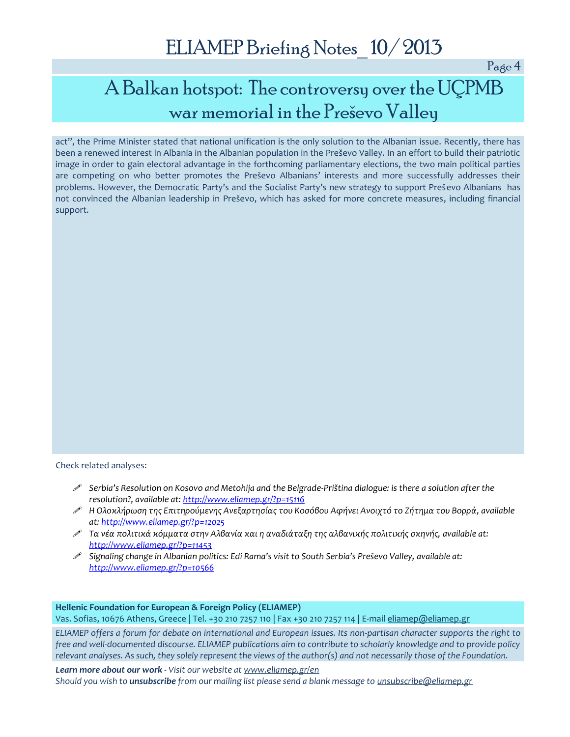act", the Prime Minister stated that national unification is the only solution to the Albanian issue. Recently, there has been a renewed interest in Albania in the Albanian population in the Preševo Valley. In an effort to build their patriotic image in order to gain electoral advantage in the forthcoming parliamentary elections, the two main political parties are competing on who better promotes the Preševo Albanians' interests and more successfully addresses their problems. However, the Democratic Party's and the Socialist Party's new strategy to support Preševo Albanians has not convinced the Albanian leadership in Preševo, which has asked for more concrete measures, including financial support.

Check related analyses:

- *Serbia's Resolution on Kosovo and Metohija and the Belgrade-Priština dialogue: is there a solution after the resolution?, available at: http://www.eliamep.gr/?p=15116*
- *Η Ολοκλήρωση της Επιτηρούμενης Ανεξαρτησίας του Κοσόβου Αφήνει Ανοιχτό το Ζήτημα του Βορρά, available at: http://www.eliamep.gr/?p=12025*
- *Τα νέα πολιτικά κόμματα στην Αλβανία και η αναδιάταξη της αλβανικής πολιτικής σκηνής, available at: http://www.eliamep.gr/?p=11453*
- *Signaling change in Albanian politics: Edi Rama's visit to South Serbia's Preševo Valley, available at: http://www.eliamep.gr/?p=10566*

**Hellenic Foundation for European & Foreign Policy (ELIAMEP)**
Vas. Sofias, 10676 Athens, Greece | Tel. +30 210 7257 110 | Fax +30 210 7257 114 | E-mail eliamep@eliamep.gr

*ELIAMEP offers a forum for debate on international and European issues. Its non-partisan character supports the right to free and well-documented discourse. ELIAMEP publications aim to contribute to scholarly knowledge and to provide policy relevant analyses. As such, they solely represent the views of the author(s) and not necessarily those of the Foundation.*

***Learn more about our work** - Visit our website at www.eliamep.gr/en*
*Should you wish to **unsubscribe** from our mailing list please send a blank message to unsubscribe@eliamep.gr*